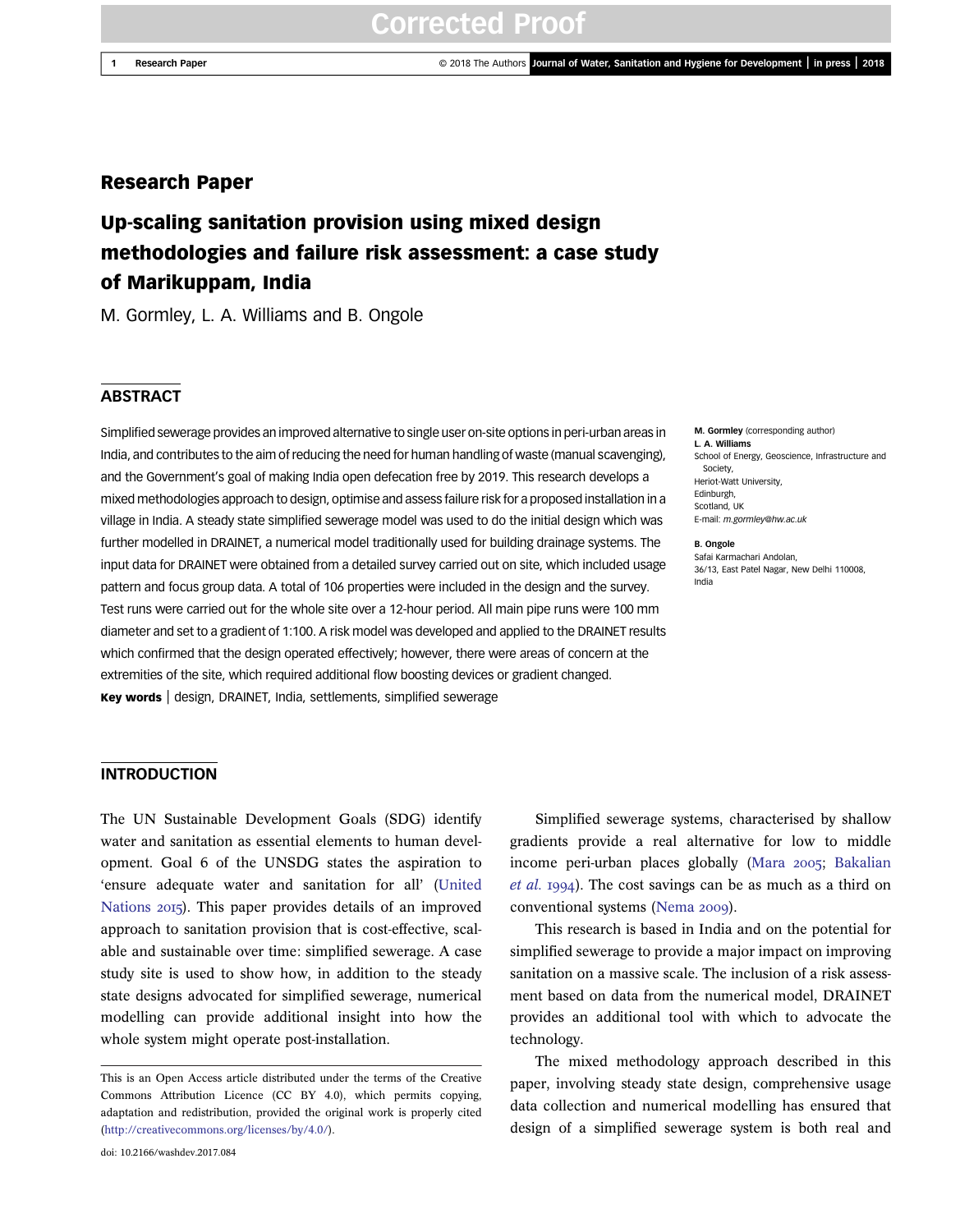## Research Paper

# Up-scaling sanitation provision using mixed design methodologies and failure risk assessment: a case study of Marikuppam, India

M. Gormley, L. A. Williams and B. Ongole

## ABSTRACT

Simplified sewerage provides an improved alternative to single user on-site options in peri-urban areas in India, and contributes to the aim of reducing the need for human handling of waste (manual scavenging), and the Government's goal of making India open defecation free by 2019. This research develops a mixed methodologies approach to design, optimise and assess failure risk for a proposed installation in a village in India. A steady state simplified sewerage model was used to do the initial design which was further modelled in DRAINET, a numerical model traditionally used for building drainage systems. The input data for DRAINET were obtained from a detailed survey carried out on site, which included usage pattern and focus group data. A total of 106 properties were included in the design and the survey. Test runs were carried out for the whole site over a 12-hour period. All main pipe runs were 100 mm diameter and set to a gradient of 1:100. A risk model was developed and applied to the DRAINET results which confirmed that the design operated effectively; however, there were areas of concern at the extremities of the site, which required additional flow boosting devices or gradient changed.

**Key words** | design, DRAINET, India, settlements, simplified sewerage

**M. Gormley** (corresponding author)
**L. A. Williams**
School of Energy, Geoscience, Infrastructure and Society,
Heriot-Watt University,
Edinburgh,
Scotland, UK
E-mail: *m.gormley@hw.ac.uk*

**B. Ongole**
Safai Karmachari Andolan,
36/13, East Patel Nagar, New Delhi 110008,
India

## INTRODUCTION

The UN Sustainable Development Goals (SDG) identify water and sanitation as essential elements to human development. Goal 6 of the UNSDG states the aspiration to 'ensure adequate water and sanitation for all' (United Nations 2015). This paper provides details of an improved approach to sanitation provision that is cost-effective, scalable and sustainable over time: simplified sewerage. A case study site is used to show how, in addition to the steady state designs advocated for simplified sewerage, numerical modelling can provide additional insight into how the whole system might operate post-installation.

Simplified sewerage systems, characterised by shallow gradients provide a real alternative for low to middle income peri-urban places globally (Mara 2005; Bakalian *et al.* 1994). The cost savings can be as much as a third on conventional systems (Nema 2009).

This research is based in India and on the potential for simplified sewerage to provide a major impact on improving sanitation on a massive scale. The inclusion of a risk assessment based on data from the numerical model, DRAINET provides an additional tool with which to advocate the technology.

The mixed methodology approach described in this paper, involving steady state design, comprehensive usage data collection and numerical modelling has ensured that design of a simplified sewerage system is both real and

This is an Open Access article distributed under the terms of the Creative Commons Attribution Licence (CC BY 4.0), which permits copying, adaptation and redistribution, provided the original work is properly cited (http://creativecommons.org/licenses/by/4.0/).

doi: 10.2166/washdev.2017.084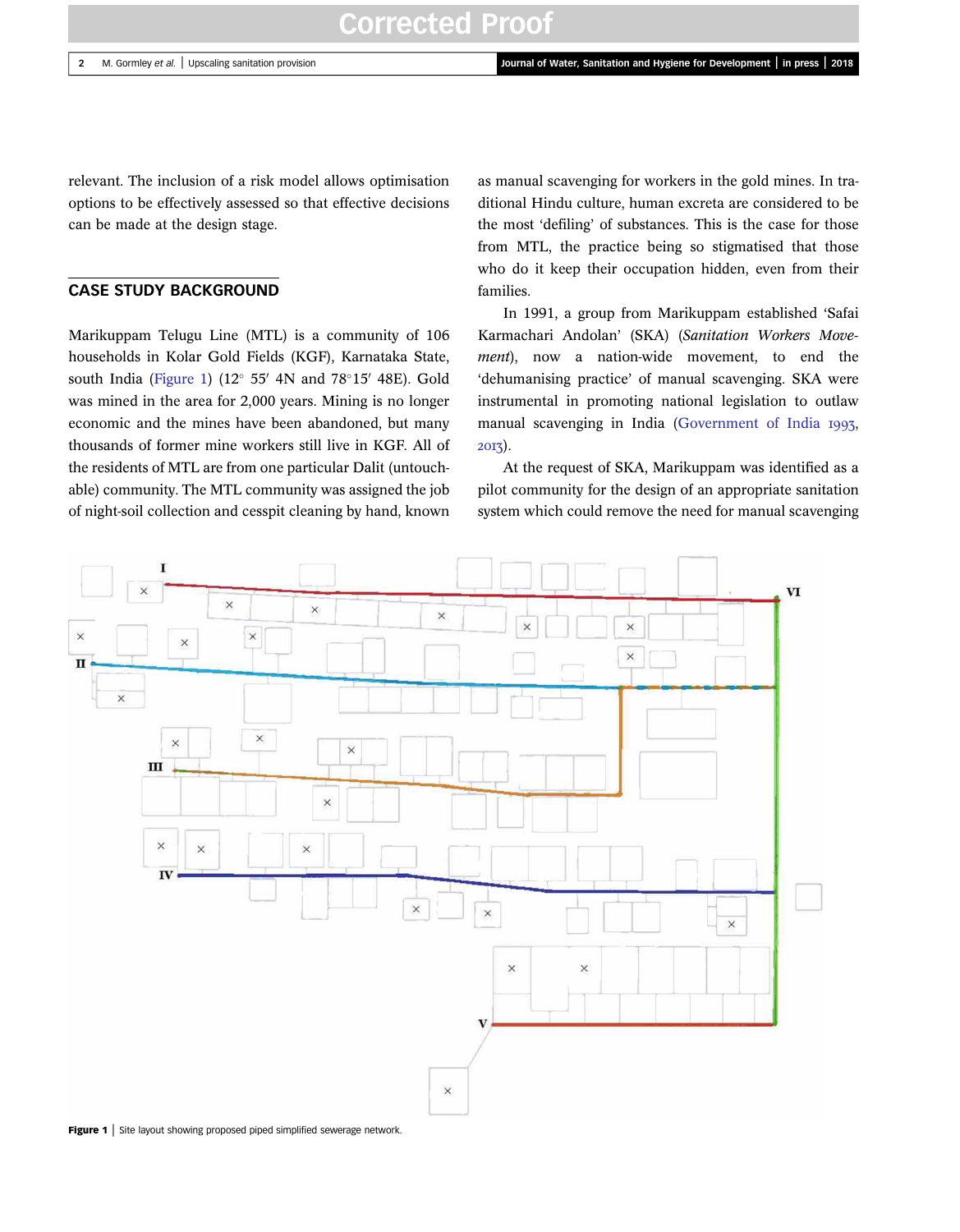relevant. The inclusion of a risk model allows optimisation options to be effectively assessed so that effective decisions can be made at the design stage.

## CASE STUDY BACKGROUND

Marikuppam Telugu Line (MTL) is a community of 106 households in Kolar Gold Fields (KGF), Karnataka State, south India (Figure 1) (12° 55′ 4N and 78°15′ 48E). Gold was mined in the area for 2,000 years. Mining is no longer economic and the mines have been abandoned, but many thousands of former mine workers still live in KGF. All of the residents of MTL are from one particular Dalit (untouchable) community. The MTL community was assigned the job of night-soil collection and cesspit cleaning by hand, known as manual scavenging for workers in the gold mines. In traditional Hindu culture, human excreta are considered to be the most 'defiling' of substances. This is the case for those from MTL, the practice being so stigmatised that those who do it keep their occupation hidden, even from their families.

In 1991, a group from Marikuppam established 'Safai Karmachari Andolan' (SKA) (*Sanitation Workers Movement*), now a nation-wide movement, to end the 'dehumanising practice' of manual scavenging. SKA were instrumental in promoting national legislation to outlaw manual scavenging in India (Government of India 1993, 2013).

At the request of SKA, Marikuppam was identified as a pilot community for the design of an appropriate sanitation system which could remove the need for manual scavenging

**Figure 1** | Site layout showing proposed piped simplified sewerage network.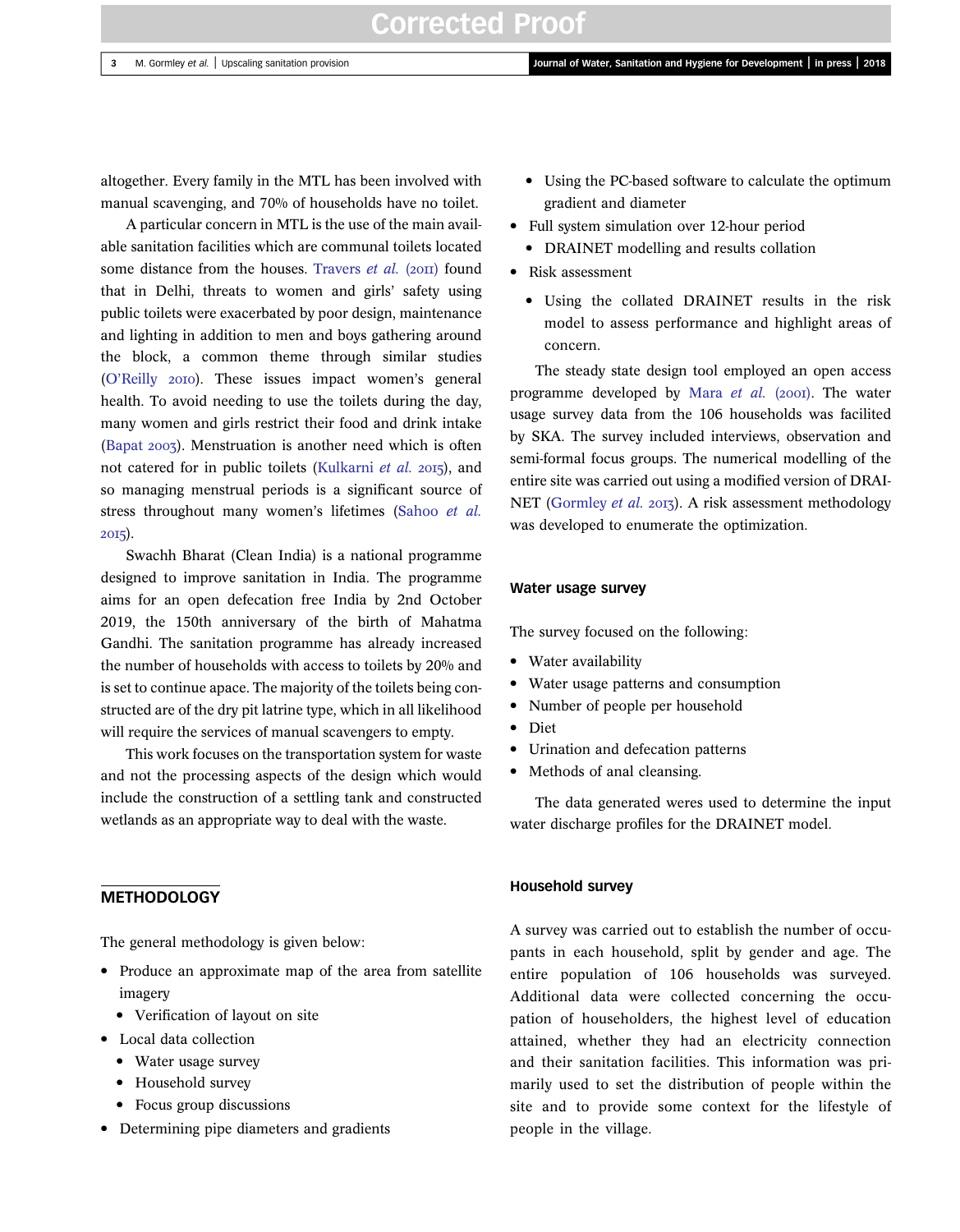altogether. Every family in the MTL has been involved with manual scavenging, and 70% of households have no toilet.

A particular concern in MTL is the use of the main available sanitation facilities which are communal toilets located some distance from the houses. Travers *et al.* (2011) found that in Delhi, threats to women and girls' safety using public toilets were exacerbated by poor design, maintenance and lighting in addition to men and boys gathering around the block, a common theme through similar studies (O'Reilly 2010). These issues impact women's general health. To avoid needing to use the toilets during the day, many women and girls restrict their food and drink intake (Bapat 2003). Menstruation is another need which is often not catered for in public toilets (Kulkarni *et al.* 2015), and so managing menstrual periods is a significant source of stress throughout many women's lifetimes (Sahoo *et al.* 2015).

Swachh Bharat (Clean India) is a national programme designed to improve sanitation in India. The programme aims for an open defecation free India by 2nd October 2019, the 150th anniversary of the birth of Mahatma Gandhi. The sanitation programme has already increased the number of households with access to toilets by 20% and is set to continue apace. The majority of the toilets being constructed are of the dry pit latrine type, which in all likelihood will require the services of manual scavengers to empty.

This work focuses on the transportation system for waste and not the processing aspects of the design which would include the construction of a settling tank and constructed wetlands as an appropriate way to deal with the waste.

## METHODOLOGY

The general methodology is given below:

- Produce an approximate map of the area from satellite imagery
  - Verification of layout on site
- Local data collection
  - Water usage survey
  - Household survey
  - Focus group discussions
- Determining pipe diameters and gradients
  - Using the PC-based software to calculate the optimum gradient and diameter
- Full system simulation over 12-hour period
  - DRAINET modelling and results collation
- Risk assessment
  - Using the collated DRAINET results in the risk model to assess performance and highlight areas of concern.

The steady state design tool employed an open access programme developed by Mara *et al.* (2001). The water usage survey data from the 106 households was facilited by SKA. The survey included interviews, observation and semi-formal focus groups. The numerical modelling of the entire site was carried out using a modified version of DRAINET (Gormley *et al.* 2013). A risk assessment methodology was developed to enumerate the optimization.

### Water usage survey

The survey focused on the following:

- Water availability
- Water usage patterns and consumption
- Number of people per household
- Diet
- Urination and defecation patterns
- Methods of anal cleansing.

The data generated weres used to determine the input water discharge profiles for the DRAINET model.

### Household survey

A survey was carried out to establish the number of occupants in each household, split by gender and age. The entire population of 106 households was surveyed. Additional data were collected concerning the occupation of householders, the highest level of education attained, whether they had an electricity connection and their sanitation facilities. This information was primarily used to set the distribution of people within the site and to provide some context for the lifestyle of people in the village.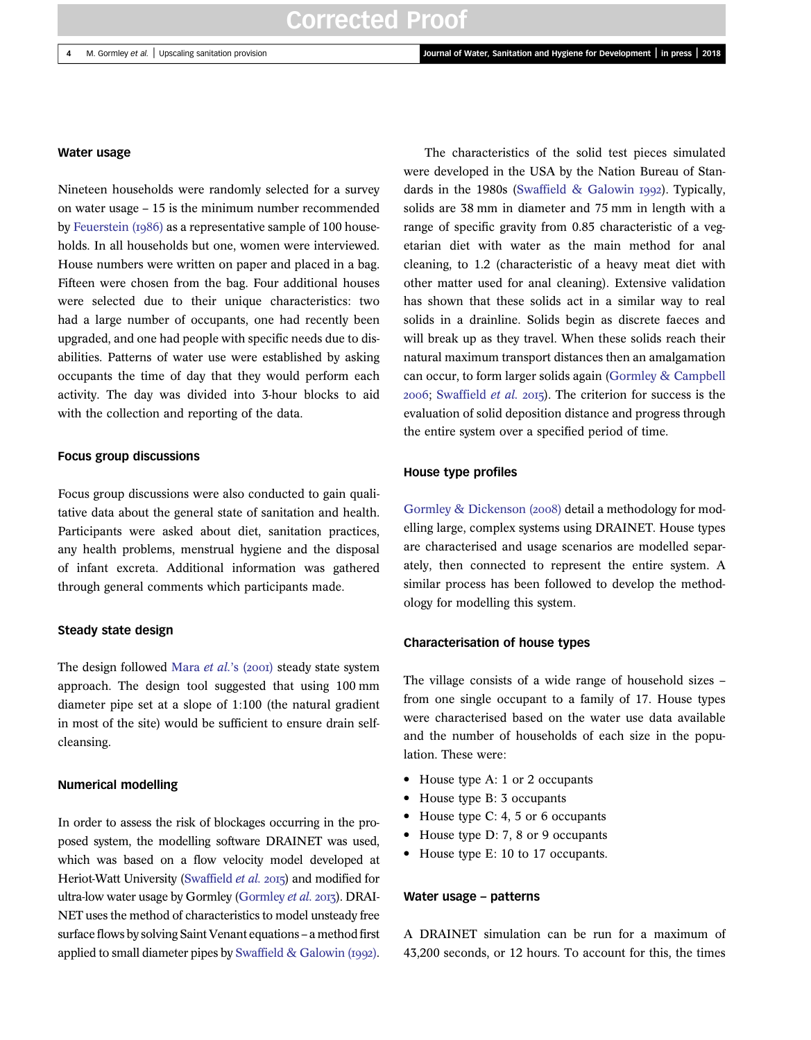### Water usage

Nineteen households were randomly selected for a survey on water usage – 15 is the minimum number recommended by Feuerstein (1986) as a representative sample of 100 households. In all households but one, women were interviewed. House numbers were written on paper and placed in a bag. Fifteen were chosen from the bag. Four additional houses were selected due to their unique characteristics: two had a large number of occupants, one had recently been upgraded, and one had people with specific needs due to disabilities. Patterns of water use were established by asking occupants the time of day that they would perform each activity. The day was divided into 3-hour blocks to aid with the collection and reporting of the data.

### Focus group discussions

Focus group discussions were also conducted to gain qualitative data about the general state of sanitation and health. Participants were asked about diet, sanitation practices, any health problems, menstrual hygiene and the disposal of infant excreta. Additional information was gathered through general comments which participants made.

### Steady state design

The design followed Mara *et al.*'s (2001) steady state system approach. The design tool suggested that using 100 mm diameter pipe set at a slope of 1:100 (the natural gradient in most of the site) would be sufficient to ensure drain self-cleansing.

### Numerical modelling

In order to assess the risk of blockages occurring in the proposed system, the modelling software DRAINET was used, which was based on a flow velocity model developed at Heriot-Watt University (Swaffield *et al.* 2015) and modified for ultra-low water usage by Gormley (Gormley *et al.* 2013). DRAINET uses the method of characteristics to model unsteady free surface flows by solving Saint Venant equations – a method first applied to small diameter pipes by Swaffield & Galowin (1992).

The characteristics of the solid test pieces simulated were developed in the USA by the Nation Bureau of Standards in the 1980s (Swaffield & Galowin 1992). Typically, solids are 38 mm in diameter and 75 mm in length with a range of specific gravity from 0.85 characteristic of a vegetarian diet with water as the main method for anal cleaning, to 1.2 (characteristic of a heavy meat diet with other matter used for anal cleaning). Extensive validation has shown that these solids act in a similar way to real solids in a drainline. Solids begin as discrete faeces and will break up as they travel. When these solids reach their natural maximum transport distances then an amalgamation can occur, to form larger solids again (Gormley & Campbell 2006; Swaffield *et al.* 2015). The criterion for success is the evaluation of solid deposition distance and progress through the entire system over a specified period of time.

### House type profiles

Gormley & Dickenson (2008) detail a methodology for modelling large, complex systems using DRAINET. House types are characterised and usage scenarios are modelled separately, then connected to represent the entire system. A similar process has been followed to develop the methodology for modelling this system.

### Characterisation of house types

The village consists of a wide range of household sizes – from one single occupant to a family of 17. House types were characterised based on the water use data available and the number of households of each size in the population. These were:

- House type A: 1 or 2 occupants
- House type B: 3 occupants
- House type C: 4, 5 or 6 occupants
- House type D: 7, 8 or 9 occupants
- House type E: 10 to 17 occupants.

### Water usage – patterns

A DRAINET simulation can be run for a maximum of 43,200 seconds, or 12 hours. To account for this, the times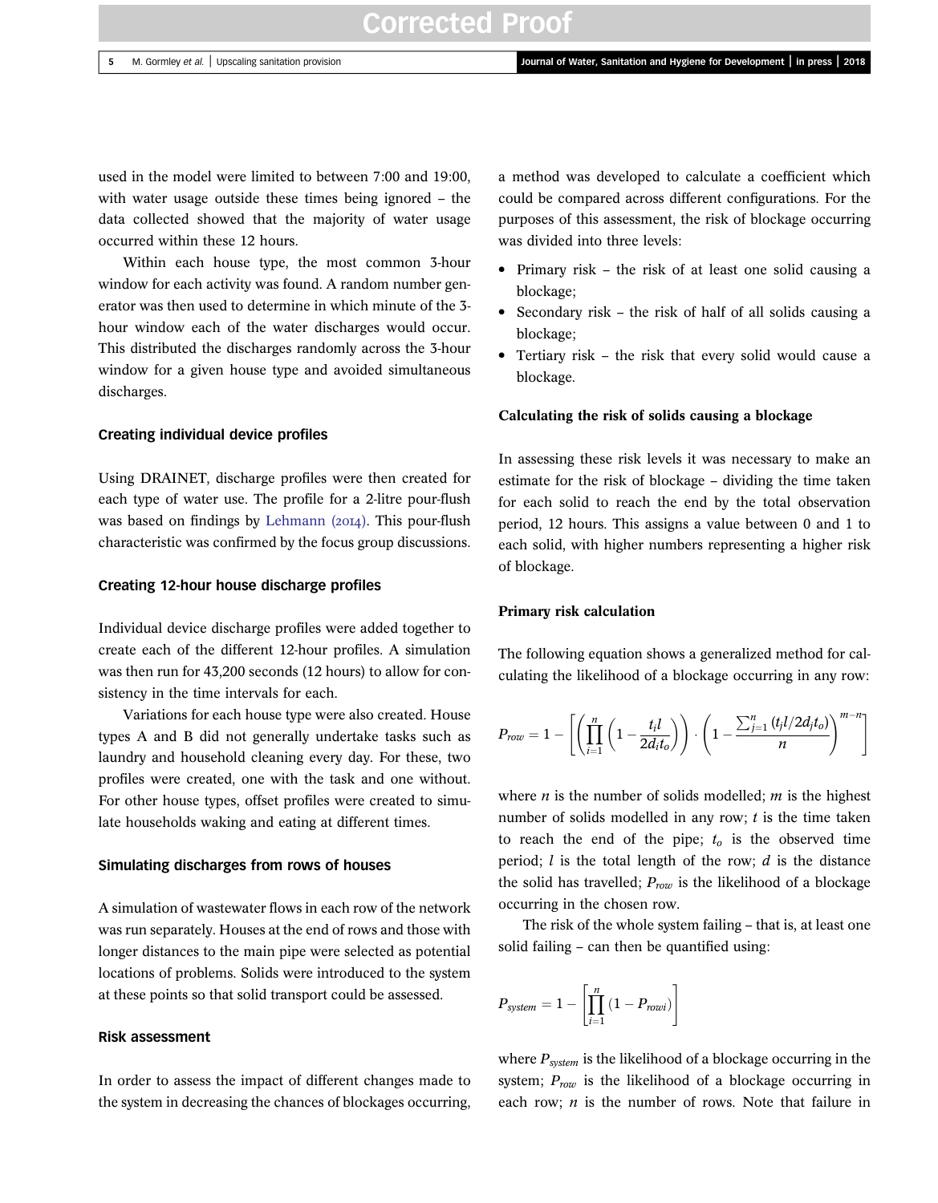used in the model were limited to between 7:00 and 19:00, with water usage outside these times being ignored – the data collected showed that the majority of water usage occurred within these 12 hours.

Within each house type, the most common 3-hour window for each activity was found. A random number generator was then used to determine in which minute of the 3-hour window each of the water discharges would occur. This distributed the discharges randomly across the 3-hour window for a given house type and avoided simultaneous discharges.

## Creating individual device profiles

Using DRAINET, discharge profiles were then created for each type of water use. The profile for a 2-litre pour-flush was based on findings by Lehmann (2014). This pour-flush characteristic was confirmed by the focus group discussions.

## Creating 12-hour house discharge profiles

Individual device discharge profiles were added together to create each of the different 12-hour profiles. A simulation was then run for 43,200 seconds (12 hours) to allow for consistency in the time intervals for each.

Variations for each house type were also created. House types A and B did not generally undertake tasks such as laundry and household cleaning every day. For these, two profiles were created, one with the task and one without. For other house types, offset profiles were created to simulate households waking and eating at different times.

## Simulating discharges from rows of houses

A simulation of wastewater flows in each row of the network was run separately. Houses at the end of rows and those with longer distances to the main pipe were selected as potential locations of problems. Solids were introduced to the system at these points so that solid transport could be assessed.

## Risk assessment

In order to assess the impact of different changes made to the system in decreasing the chances of blockages occurring, a method was developed to calculate a coefficient which could be compared across different configurations. For the purposes of this assessment, the risk of blockage occurring was divided into three levels:

- Primary risk – the risk of at least one solid causing a blockage;
- Secondary risk – the risk of half of all solids causing a blockage;
- Tertiary risk – the risk that every solid would cause a blockage.

### Calculating the risk of solids causing a blockage

In assessing these risk levels it was necessary to make an estimate for the risk of blockage – dividing the time taken for each solid to reach the end by the total observation period, 12 hours. This assigns a value between 0 and 1 to each solid, with higher numbers representing a higher risk of blockage.

### Primary risk calculation

The following equation shows a generalized method for calculating the likelihood of a blockage occurring in any row:

$$P_{row} = 1 - \left[ \left( \prod_{i=1}^{n} \left( 1 - \frac{t_i l}{2 d_i t_o} \right) \right) \cdot \left( 1 - \frac{\sum_{j=1}^{n} (t_j l / 2 d_j t_o)}{n} \right)^{m-n} \right]$$

where $n$ is the number of solids modelled; $m$ is the highest number of solids modelled in any row; $t$ is the time taken to reach the end of the pipe; $t_o$ is the observed time period; $l$ is the total length of the row; $d$ is the distance the solid has travelled; $P_{row}$ is the likelihood of a blockage occurring in the chosen row.

The risk of the whole system failing – that is, at least one solid failing – can then be quantified using:

$$P_{system} = 1 - \left[ \prod_{i=1}^{n} (1 - P_{rowi}) \right]$$

where $P_{system}$ is the likelihood of a blockage occurring in the system; $P_{row}$ is the likelihood of a blockage occurring in each row; $n$ is the number of rows. Note that failure in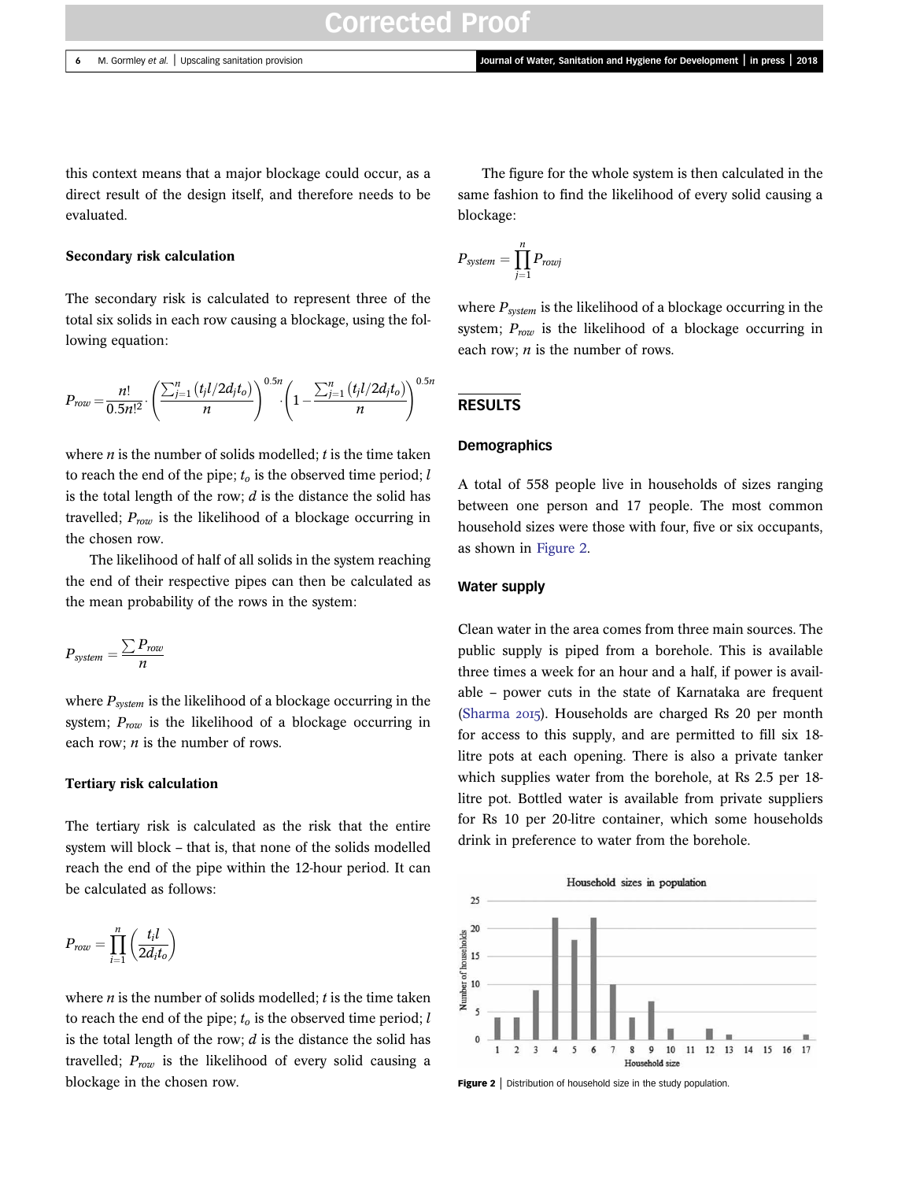this context means that a major blockage could occur, as a direct result of the design itself, and therefore needs to be evaluated.

### Secondary risk calculation

The secondary risk is calculated to represent three of the total six solids in each row causing a blockage, using the following equation:

$$P_{row} = \frac{n!}{0.5n!^2} \cdot \left( \frac{\sum_{j=1}^{n} (t_j l / 2 d_j t_o)}{n} \right)^{0.5n} \cdot \left( 1 - \frac{\sum_{j=1}^{n} (t_j l / 2 d_j t_o)}{n} \right)^{0.5n}$$

where $n$ is the number of solids modelled; $t$ is the time taken to reach the end of the pipe; $t_o$ is the observed time period; $l$ is the total length of the row; $d$ is the distance the solid has travelled; $P_{row}$ is the likelihood of a blockage occurring in the chosen row.

The likelihood of half of all solids in the system reaching the end of their respective pipes can then be calculated as the mean probability of the rows in the system:

$$P_{system} = \frac{\sum P_{row}}{n}$$

where $P_{system}$ is the likelihood of a blockage occurring in the system; $P_{row}$ is the likelihood of a blockage occurring in each row; $n$ is the number of rows.

### Tertiary risk calculation

The tertiary risk is calculated as the risk that the entire system will block – that is, that none of the solids modelled reach the end of the pipe within the 12-hour period. It can be calculated as follows:

$$P_{row} = \prod_{i=1}^{n} \left( \frac{t_i l}{2 d_i t_o} \right)$$

where $n$ is the number of solids modelled; $t$ is the time taken to reach the end of the pipe; $t_o$ is the observed time period; $l$ is the total length of the row; $d$ is the distance the solid has travelled; $P_{row}$ is the likelihood of every solid causing a blockage in the chosen row.

The figure for the whole system is then calculated in the same fashion to find the likelihood of every solid causing a blockage:

$$P_{system} = \prod_{j=1}^{n} P_{rowj}$$

where $P_{system}$ is the likelihood of a blockage occurring in the system; $P_{row}$ is the likelihood of a blockage occurring in each row; $n$ is the number of rows.

## RESULTS

### Demographics

A total of 558 people live in households of sizes ranging between one person and 17 people. The most common household sizes were those with four, five or six occupants, as shown in Figure 2.

### Water supply

Clean water in the area comes from three main sources. The public supply is piped from a borehole. This is available three times a week for an hour and a half, if power is available – power cuts in the state of Karnataka are frequent (Sharma 2015). Households are charged Rs 20 per month for access to this supply, and are permitted to fill six 18-litre pots at each opening. There is also a private tanker which supplies water from the borehole, at Rs 2.5 per 18-litre pot. Bottled water is available from private suppliers for Rs 10 per 20-litre container, which some households drink in preference to water from the borehole.

**Figure 2** | Distribution of household size in the study population.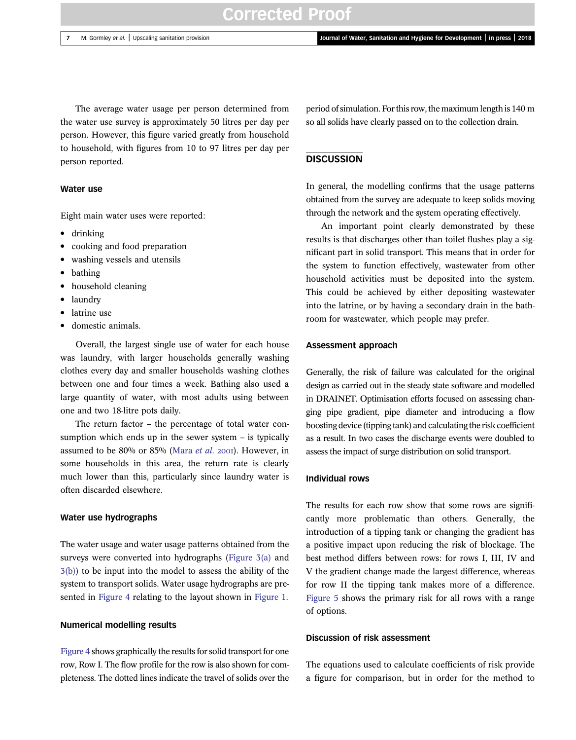The average water usage per person determined from the water use survey is approximately 50 litres per day per person. However, this figure varied greatly from household to household, with figures from 10 to 97 litres per day per person reported.

### Water use

Eight main water uses were reported:

- drinking
- cooking and food preparation
- washing vessels and utensils
- bathing
- household cleaning
- laundry
- latrine use
- domestic animals.

Overall, the largest single use of water for each house was laundry, with larger households generally washing clothes every day and smaller households washing clothes between one and four times a week. Bathing also used a large quantity of water, with most adults using between one and two 18-litre pots daily.

The return factor – the percentage of total water consumption which ends up in the sewer system – is typically assumed to be 80% or 85% (Mara *et al.* 2001). However, in some households in this area, the return rate is clearly much lower than this, particularly since laundry water is often discarded elsewhere.

### Water use hydrographs

The water usage and water usage patterns obtained from the surveys were converted into hydrographs (Figure 3(a) and 3(b)) to be input into the model to assess the ability of the system to transport solids. Water usage hydrographs are presented in Figure 4 relating to the layout shown in Figure 1.

### Numerical modelling results

Figure 4 shows graphically the results for solid transport for one row, Row I. The flow profile for the row is also shown for completeness. The dotted lines indicate the travel of solids over the period of simulation. For this row, the maximum length is 140 m so all solids have clearly passed on to the collection drain.

## DISCUSSION

In general, the modelling confirms that the usage patterns obtained from the survey are adequate to keep solids moving through the network and the system operating effectively.

An important point clearly demonstrated by these results is that discharges other than toilet flushes play a significant part in solid transport. This means that in order for the system to function effectively, wastewater from other household activities must be deposited into the system. This could be achieved by either depositing wastewater into the latrine, or by having a secondary drain in the bathroom for wastewater, which people may prefer.

### Assessment approach

Generally, the risk of failure was calculated for the original design as carried out in the steady state software and modelled in DRAINET. Optimisation efforts focused on assessing changing pipe gradient, pipe diameter and introducing a flow boosting device (tipping tank) and calculating the risk coefficient as a result. In two cases the discharge events were doubled to assess the impact of surge distribution on solid transport.

### Individual rows

The results for each row show that some rows are significantly more problematic than others. Generally, the introduction of a tipping tank or changing the gradient has a positive impact upon reducing the risk of blockage. The best method differs between rows: for rows I, III, IV and V the gradient change made the largest difference, whereas for row II the tipping tank makes more of a difference. Figure 5 shows the primary risk for all rows with a range of options.

### Discussion of risk assessment

The equations used to calculate coefficients of risk provide a figure for comparison, but in order for the method to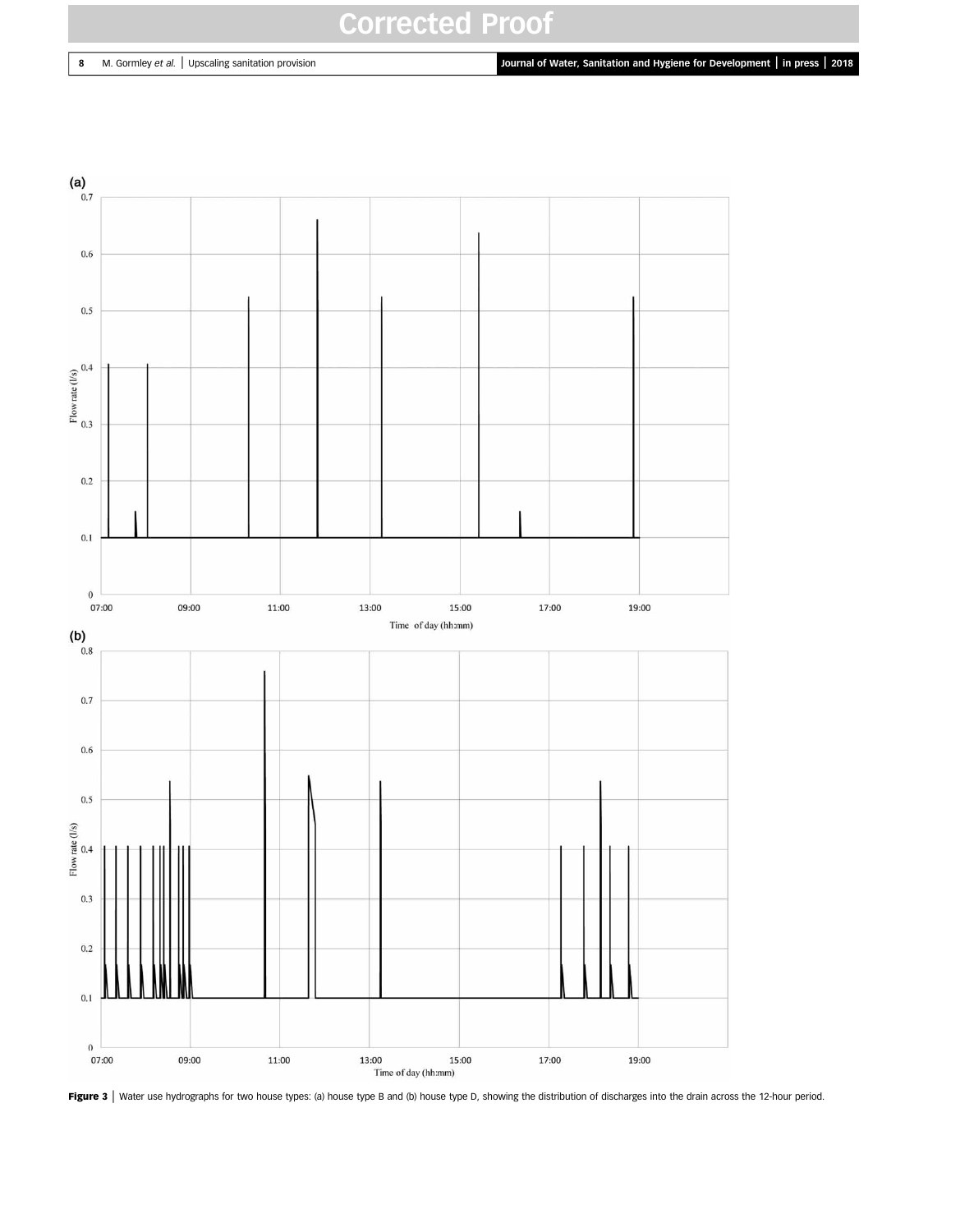**Figure 3** | Water use hydrographs for two house types: (a) house type B and (b) house type D, showing the distribution of discharges into the drain across the 12-hour period.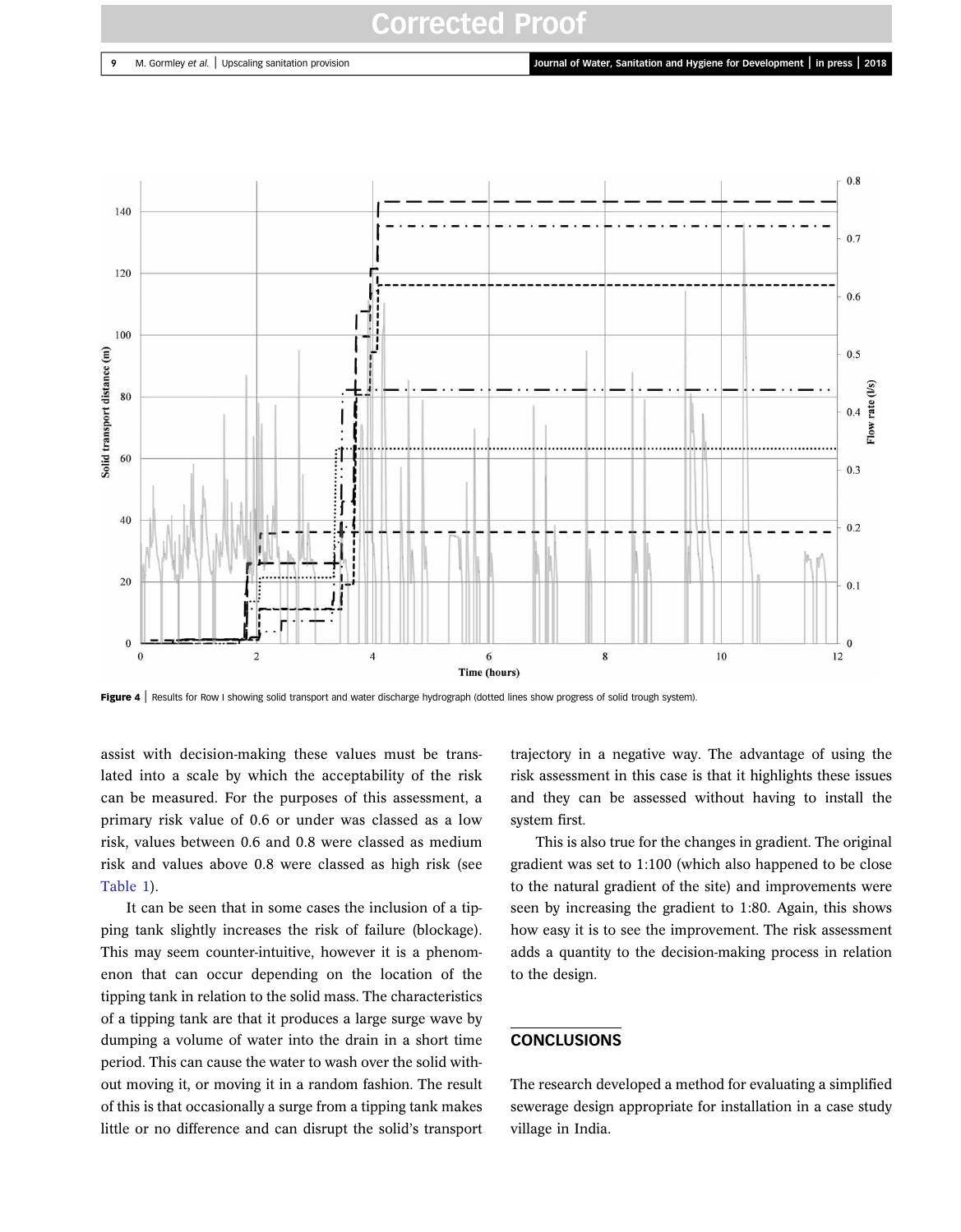Figure 4 | Results for Row I showing solid transport and water discharge hydrograph (dotted lines show progress of solid trough system).

assist with decision-making these values must be translated into a scale by which the acceptability of the risk can be measured. For the purposes of this assessment, a primary risk value of 0.6 or under was classed as a low risk, values between 0.6 and 0.8 were classed as medium risk and values above 0.8 were classed as high risk (see Table 1).

It can be seen that in some cases the inclusion of a tipping tank slightly increases the risk of failure (blockage). This may seem counter-intuitive, however it is a phenomenon that can occur depending on the location of the tipping tank in relation to the solid mass. The characteristics of a tipping tank are that it produces a large surge wave by dumping a volume of water into the drain in a short time period. This can cause the water to wash over the solid without moving it, or moving it in a random fashion. The result of this is that occasionally a surge from a tipping tank makes little or no difference and can disrupt the solid's transport trajectory in a negative way. The advantage of using the risk assessment in this case is that it highlights these issues and they can be assessed without having to install the system first.

This is also true for the changes in gradient. The original gradient was set to 1:100 (which also happened to be close to the natural gradient of the site) and improvements were seen by increasing the gradient to 1:80. Again, this shows how easy it is to see the improvement. The risk assessment adds a quantity to the decision-making process in relation to the design.

## CONCLUSIONS

The research developed a method for evaluating a simplified sewerage design appropriate for installation in a case study village in India.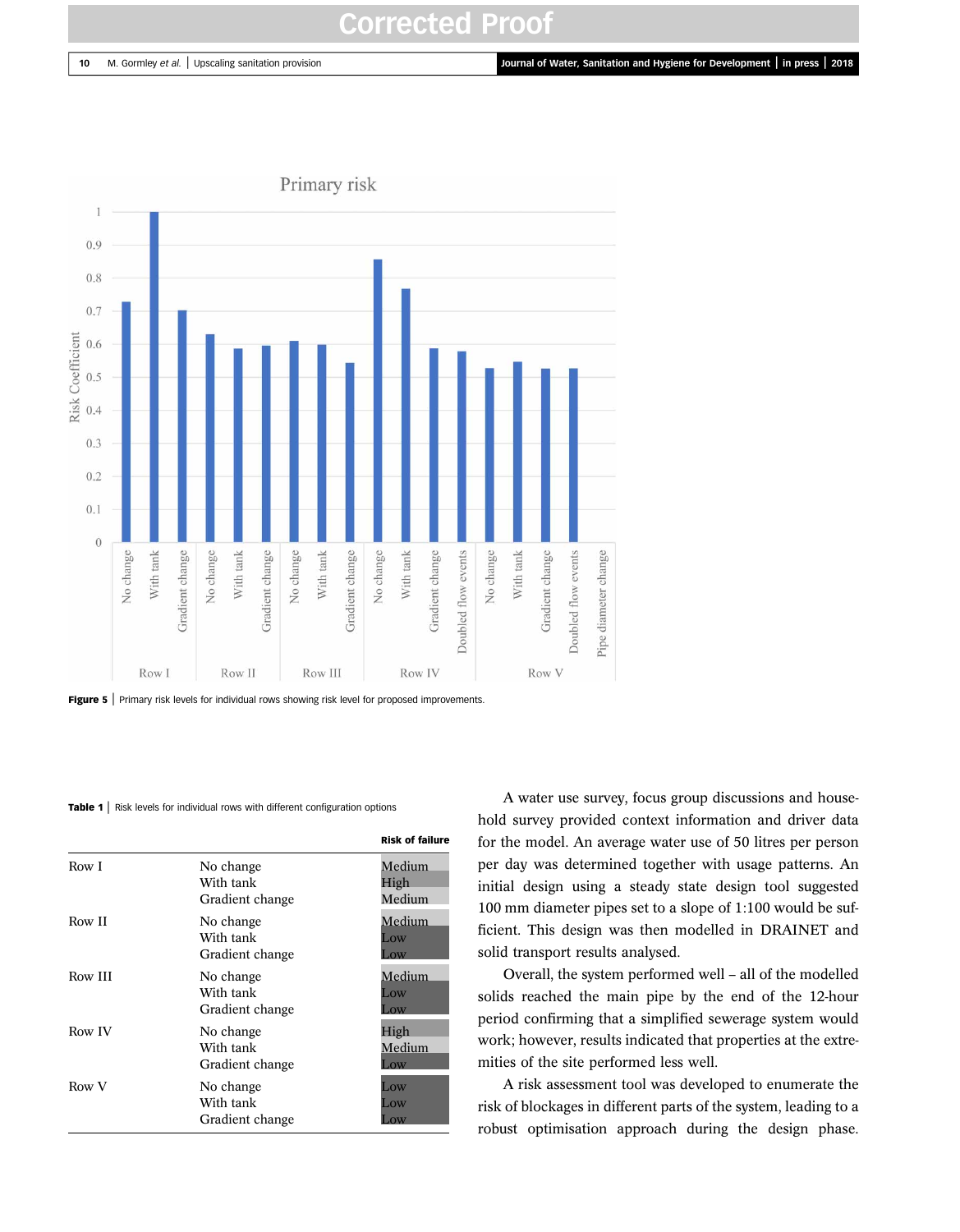Figure 5 | Primary risk levels for individual rows showing risk level for proposed improvements.

Table 1 | Risk levels for individual rows with different configuration options

| | | Risk of failure |
|---|---|---|
| Row I | No change | Medium |
| | With tank | High |
| | Gradient change | Medium |
| Row II | No change | Medium |
| | With tank | Low |
| | Gradient change | Low |
| Row III | No change | Medium |
| | With tank | Low |
| | Gradient change | Low |
| Row IV | No change | High |
| | With tank | Medium |
| | Gradient change | Low |
| Row V | No change | Low |
| | With tank | Low |
| | Gradient change | Low |

A water use survey, focus group discussions and household survey provided context information and driver data for the model. An average water use of 50 litres per person per day was determined together with usage patterns. An initial design using a steady state design tool suggested 100 mm diameter pipes set to a slope of 1:100 would be sufficient. This design was then modelled in DRAINET and solid transport results analysed.

Overall, the system performed well – all of the modelled solids reached the main pipe by the end of the 12-hour period confirming that a simplified sewerage system would work; however, results indicated that properties at the extremities of the site performed less well.

A risk assessment tool was developed to enumerate the risk of blockages in different parts of the system, leading to a robust optimisation approach during the design phase.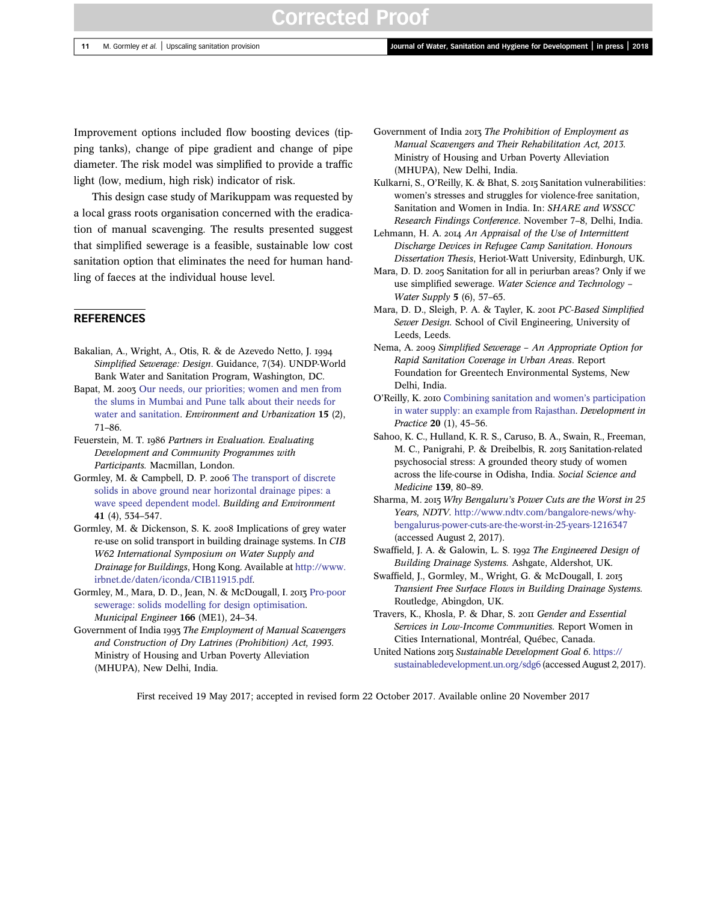Improvement options included flow boosting devices (tipping tanks), change of pipe gradient and change of pipe diameter. The risk model was simplified to provide a traffic light (low, medium, high risk) indicator of risk.

This design case study of Marikuppam was requested by a local grass roots organisation concerned with the eradication of manual scavenging. The results presented suggest that simplified sewerage is a feasible, sustainable low cost sanitation option that eliminates the need for human handling of faeces at the individual house level.

## REFERENCES

Bakalian, A., Wright, A., Otis, R. & de Azevedo Netto, J. 1994 *Simplified Sewerage: Design*. Guidance, 7(34). UNDP-World Bank Water and Sanitation Program, Washington, DC.

Bapat, M. 2003 Our needs, our priorities; women and men from the slums in Mumbai and Pune talk about their needs for water and sanitation. *Environment and Urbanization* **15** (2), 71–86.

Feuerstein, M. T. 1986 *Partners in Evaluation. Evaluating Development and Community Programmes with Participants.* Macmillan, London.

Gormley, M. & Campbell, D. P. 2006 The transport of discrete solids in above ground near horizontal drainage pipes: a wave speed dependent model. *Building and Environment* **41** (4), 534–547.

Gormley, M. & Dickenson, S. K. 2008 Implications of grey water re-use on solid transport in building drainage systems. In *CIB W62 International Symposium on Water Supply and Drainage for Buildings*, Hong Kong. Available at http://www.irbnet.de/daten/iconda/CIB11915.pdf.

Gormley, M., Mara, D. D., Jean, N. & McDougall, I. 2013 Pro-poor sewerage: solids modelling for design optimisation. *Municipal Engineer* **166** (ME1), 24–34.

Government of India 1993 *The Employment of Manual Scavengers and Construction of Dry Latrines (Prohibition) Act, 1993*. Ministry of Housing and Urban Poverty Alleviation (MHUPA), New Delhi, India.

Government of India 2013 *The Prohibition of Employment as Manual Scavengers and Their Rehabilitation Act, 2013*. Ministry of Housing and Urban Poverty Alleviation (MHUPA), New Delhi, India.

Kulkarni, S., O'Reilly, K. & Bhat, S. 2015 Sanitation vulnerabilities: women's stresses and struggles for violence-free sanitation, Sanitation and Women in India. In: *SHARE and WSSCC Research Findings Conference*. November 7–8, Delhi, India.

Lehmann, H. A. 2014 *An Appraisal of the Use of Intermittent Discharge Devices in Refugee Camp Sanitation*. *Honours Dissertation Thesis*, Heriot-Watt University, Edinburgh, UK.

Mara, D. D. 2005 Sanitation for all in periurban areas? Only if we use simplified sewerage. *Water Science and Technology – Water Supply* **5** (6), 57–65.

Mara, D. D., Sleigh, P. A. & Tayler, K. 2001 *PC-Based Simplified Sewer Design*. School of Civil Engineering, University of Leeds, Leeds.

Nema, A. 2009 *Simplified Sewerage – An Appropriate Option for Rapid Sanitation Coverage in Urban Areas*. Report Foundation for Greentech Environmental Systems, New Delhi, India.

O'Reilly, K. 2010 Combining sanitation and women's participation in water supply: an example from Rajasthan. *Development in Practice* **20** (1), 45–56.

Sahoo, K. C., Hulland, K. R. S., Caruso, B. A., Swain, R., Freeman, M. C., Panigrahi, P. & Dreibelbis, R. 2015 Sanitation-related psychosocial stress: A grounded theory study of women across the life-course in Odisha, India. *Social Science and Medicine* **139**, 80–89.

Sharma, M. 2015 *Why Bengaluru's Power Cuts are the Worst in 25 Years, NDTV*. http://www.ndtv.com/bangalore-news/why-bengalurus-power-cuts-are-the-worst-in-25-years-1216347 (accessed August 2, 2017).

Swaffield, J. A. & Galowin, L. S. 1992 *The Engineered Design of Building Drainage Systems*. Ashgate, Aldershot, UK.

Swaffield, J., Gormley, M., Wright, G. & McDougall, I. 2015 *Transient Free Surface Flows in Building Drainage Systems*. Routledge, Abingdon, UK.

Travers, K., Khosla, P. & Dhar, S. 2011 *Gender and Essential Services in Low-Income Communities*. Report Women in Cities International, Montréal, Québec, Canada.

United Nations 2015 *Sustainable Development Goal 6*. https://sustainabledevelopment.un.org/sdg6 (accessed August 2, 2017).

First received 19 May 2017; accepted in revised form 22 October 2017. Available online 20 November 2017